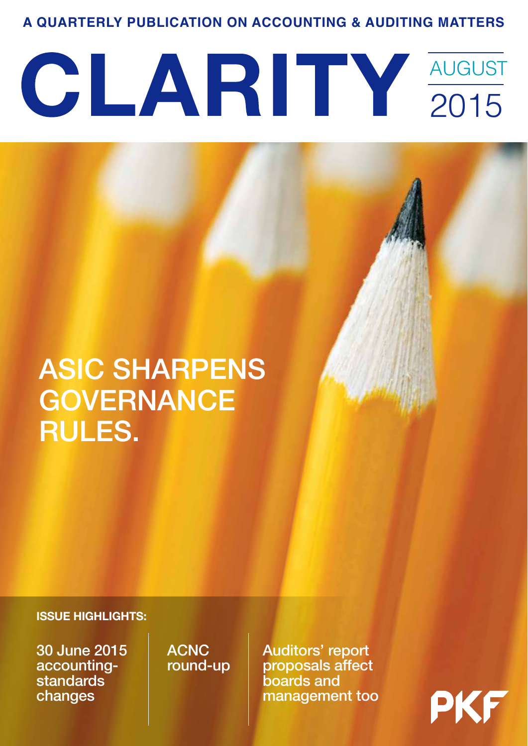A QUARTERLY PUBLICATION ON ACCOUNTING & AUDITING MATTERS

# CLARITY

AUGUST 2015

## ASIC SHARPENS GOVERNANCE RULES.

**ISSUE HIGHLIGHTS:**

- 30 June 2015 accounting-standards changes
- ACNC round-up
- Auditors' report proposals affect boards and management too

PKF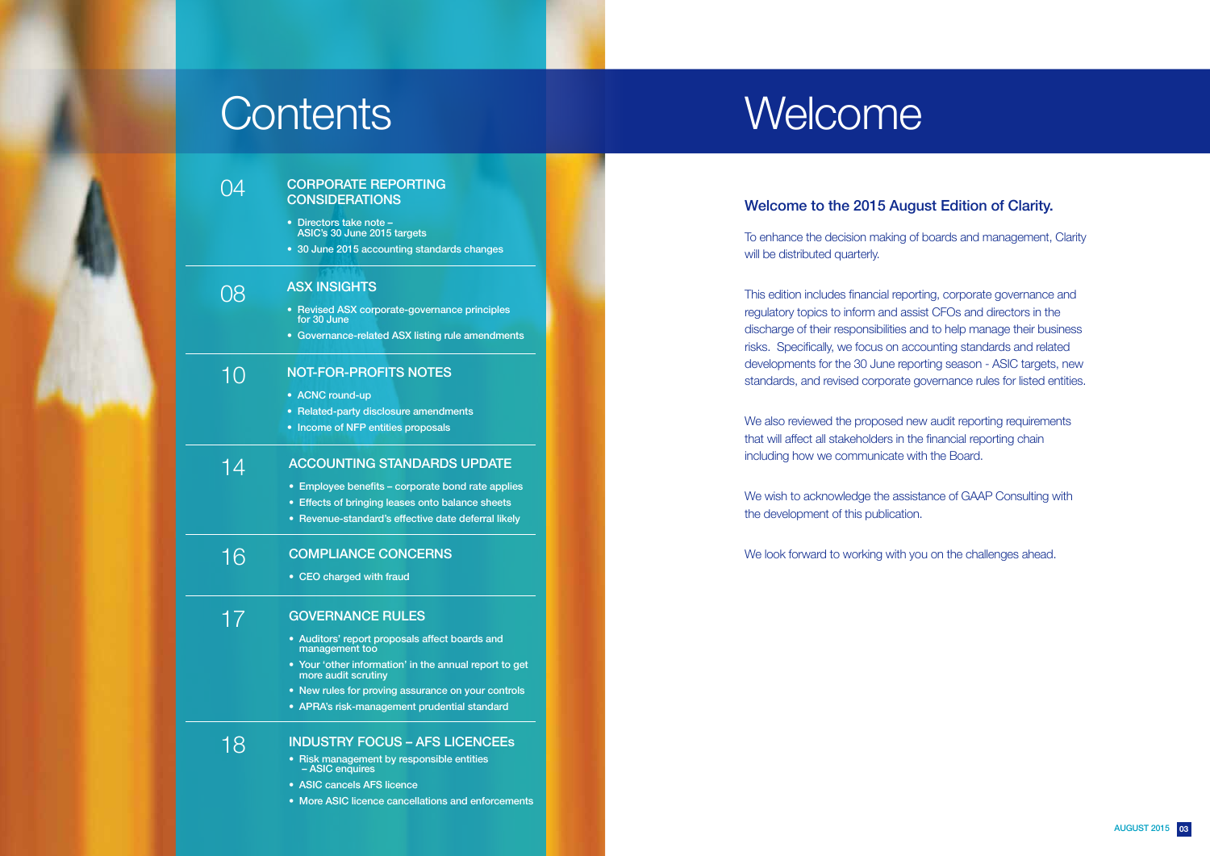# Contents

04 **CORPORATE REPORTING CONSIDERATIONS**

- Directors take note – ASIC's 30 June 2015 targets
- 30 June 2015 accounting standards changes

08 **ASX INSIGHTS**

- Revised ASX corporate-governance principles for 30 June
- Governance-related ASX listing rule amendments

10 **NOT-FOR-PROFITS NOTES**

- ACNC round-up
- Related-party disclosure amendments
- Income of NFP entities proposals

14 **ACCOUNTING STANDARDS UPDATE**

- Employee benefits – corporate bond rate applies
- Effects of bringing leases onto balance sheets
- Revenue-standard's effective date deferral likely

16 **COMPLIANCE CONCERNS**

- CEO charged with fraud

17 **GOVERNANCE RULES**

- Auditors' report proposals affect boards and management too
- Your 'other information' in the annual report to get more audit scrutiny
- New rules for proving assurance on your controls
- APRA's risk-management prudential standard

18 **INDUSTRY FOCUS – AFS LICENCEEs**

- Risk management by responsible entities – ASIC enquires
- ASIC cancels AFS licence
- More ASIC licence cancellations and enforcements

# Welcome

## Welcome to the 2015 August Edition of Clarity.

To enhance the decision making of boards and management, Clarity will be distributed quarterly.

This edition includes financial reporting, corporate governance and regulatory topics to inform and assist CFOs and directors in the discharge of their responsibilities and to help manage their business risks. Specifically, we focus on accounting standards and related developments for the 30 June reporting season - ASIC targets, new standards, and revised corporate governance rules for listed entities.

We also reviewed the proposed new audit reporting requirements that will affect all stakeholders in the financial reporting chain including how we communicate with the Board.

We wish to acknowledge the assistance of GAAP Consulting with the development of this publication.

We look forward to working with you on the challenges ahead.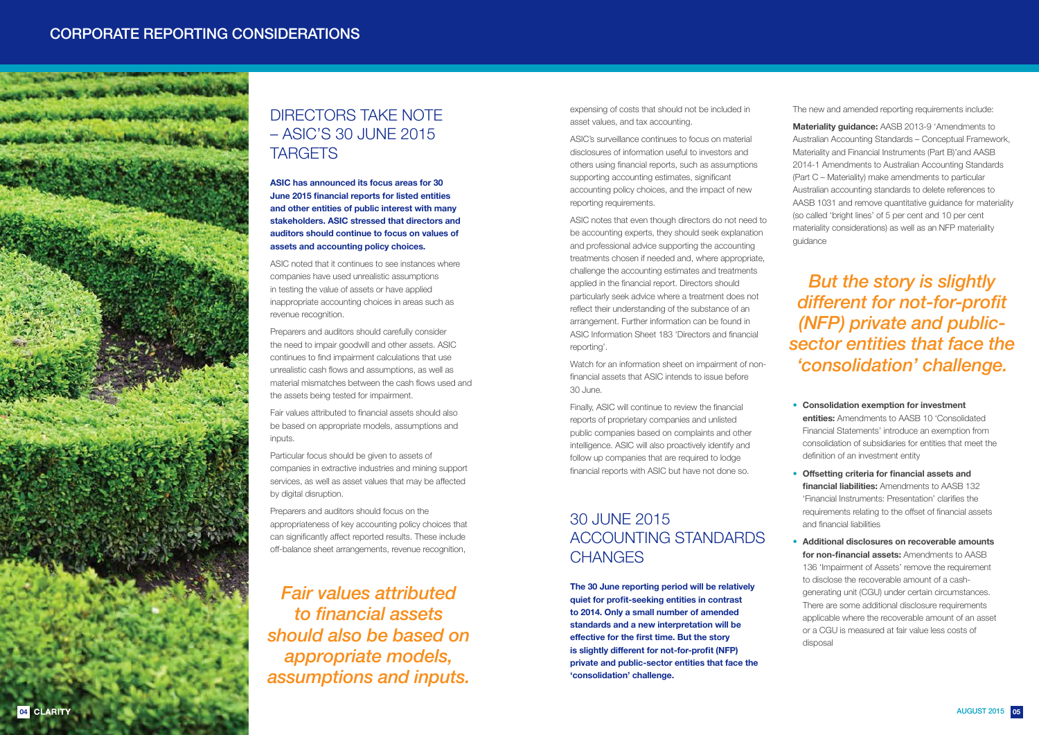# DIRECTORS TAKE NOTE – ASIC'S 30 JUNE 2015 TARGETS

**ASIC has announced its focus areas for 30 June 2015 financial reports for listed entities and other entities of public interest with many stakeholders. ASIC stressed that directors and auditors should continue to focus on values of assets and accounting policy choices.**

ASIC noted that it continues to see instances where companies have used unrealistic assumptions in testing the value of assets or have applied inappropriate accounting choices in areas such as revenue recognition.

Preparers and auditors should carefully consider the need to impair goodwill and other assets. ASIC continues to find impairment calculations that use unrealistic cash flows and assumptions, as well as material mismatches between the cash flows used and the assets being tested for impairment.

Fair values attributed to financial assets should also be based on appropriate models, assumptions and inputs.

Particular focus should be given to assets of companies in extractive industries and mining support services, as well as asset values that may be affected by digital disruption.

Preparers and auditors should focus on the appropriateness of key accounting policy choices that can significantly affect reported results. These include off-balance sheet arrangements, revenue recognition, expensing of costs that should not be included in asset values, and tax accounting.

*Fair values attributed to financial assets should also be based on appropriate models, assumptions and inputs.*

ASIC's surveillance continues to focus on material disclosures of information useful to investors and others using financial reports, such as assumptions supporting accounting estimates, significant accounting policy choices, and the impact of new reporting requirements.

ASIC notes that even though directors do not need to be accounting experts, they should seek explanation and professional advice supporting the accounting treatments chosen if needed and, where appropriate, challenge the accounting estimates and treatments applied in the financial report. Directors should particularly seek advice where a treatment does not reflect their understanding of the substance of an arrangement. Further information can be found in ASIC Information Sheet 183 'Directors and financial reporting'.

Watch for an information sheet on impairment of non-financial assets that ASIC intends to issue before 30 June.

Finally, ASIC will continue to review the financial reports of proprietary companies and unlisted public companies based on complaints and other intelligence. ASIC will also proactively identify and follow up companies that are required to lodge financial reports with ASIC but have not done so.

# 30 JUNE 2015 ACCOUNTING STANDARDS CHANGES

**The 30 June reporting period will be relatively quiet for profit-seeking entities in contrast to 2014. Only a small number of amended standards and a new interpretation will be effective for the first time. But the story is slightly different for not-for-profit (NFP) private and public-sector entities that face the 'consolidation' challenge.**

The new and amended reporting requirements include:

**Materiality guidance:** AASB 2013-9 'Amendments to Australian Accounting Standards – Conceptual Framework, Materiality and Financial Instruments (Part B)'and AASB 2014-1 Amendments to Australian Accounting Standards (Part C – Materiality) make amendments to particular Australian accounting standards to delete references to AASB 1031 and remove quantitative guidance for materiality (so called 'bright lines' of 5 per cent and 10 per cent materiality considerations) as well as an NFP materiality guidance

*But the story is slightly different for not-for-profit (NFP) private and public-sector entities that face the 'consolidation' challenge.*

- **Consolidation exemption for investment entities:** Amendments to AASB 10 'Consolidated Financial Statements' introduce an exemption from consolidation of subsidiaries for entities that meet the definition of an investment entity
- **Offsetting criteria for financial assets and financial liabilities:** Amendments to AASB 132 'Financial Instruments: Presentation' clarifies the requirements relating to the offset of financial assets and financial liabilities
- **Additional disclosures on recoverable amounts for non-financial assets:** Amendments to AASB 136 'Impairment of Assets' remove the requirement to disclose the recoverable amount of a cash-generating unit (CGU) under certain circumstances. There are some additional disclosure requirements applicable where the recoverable amount of an asset or a CGU is measured at fair value less costs of disposal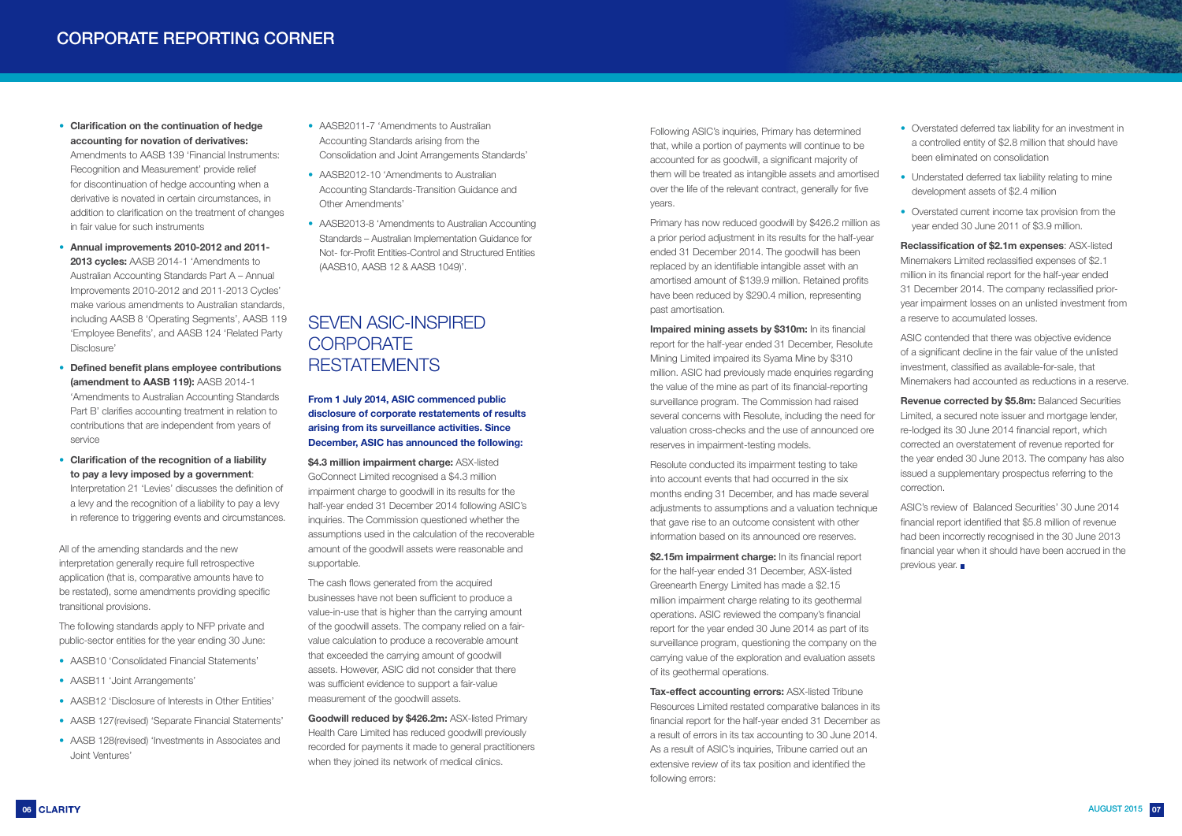- **Clarification on the continuation of hedge accounting for novation of derivatives:** Amendments to AASB 139 'Financial Instruments: Recognition and Measurement' provide relief for discontinuation of hedge accounting when a derivative is novated in certain circumstances, in addition to clarification on the treatment of changes in fair value for such instruments
- **Annual improvements 2010-2012 and 2011-2013 cycles:** AASB 2014-1 'Amendments to Australian Accounting Standards Part A – Annual Improvements 2010-2012 and 2011-2013 Cycles' make various amendments to Australian standards, including AASB 8 'Operating Segments', AASB 119 'Employee Benefits', and AASB 124 'Related Party Disclosure'
- **Defined benefit plans employee contributions (amendment to AASB 119):** AASB 2014-1 'Amendments to Australian Accounting Standards Part B' clarifies accounting treatment in relation to contributions that are independent from years of service
- **Clarification of the recognition of a liability to pay a levy imposed by a government**: Interpretation 21 'Levies' discusses the definition of a levy and the recognition of a liability to pay a levy in reference to triggering events and circumstances.

All of the amending standards and the new interpretation generally require full retrospective application (that is, comparative amounts have to be restated), some amendments providing specific transitional provisions.

The following standards apply to NFP private and public-sector entities for the year ending 30 June:

- AASB10 'Consolidated Financial Statements'
- AASB11 'Joint Arrangements'
- AASB12 'Disclosure of Interests in Other Entities'
- AASB 127(revised) 'Separate Financial Statements'
- AASB 128(revised) 'Investments in Associates and Joint Ventures'
- AASB2011-7 'Amendments to Australian Accounting Standards arising from the Consolidation and Joint Arrangements Standards'
- AASB2012-10 'Amendments to Australian Accounting Standards-Transition Guidance and Other Amendments'
- AASB2013-8 'Amendments to Australian Accounting Standards – Australian Implementation Guidance for Not- for-Profit Entities-Control and Structured Entities (AASB10, AASB 12 & AASB 1049)'.

## SEVEN ASIC-INSPIRED CORPORATE RESTATEMENTS

**From 1 July 2014, ASIC commenced public disclosure of corporate restatements of results arising from its surveillance activities. Since December, ASIC has announced the following:**

**$4.3 million impairment charge:** ASX-listed GoConnect Limited recognised a $4.3 million impairment charge to goodwill in its results for the half-year ended 31 December 2014 following ASIC's inquiries. The Commission questioned whether the assumptions used in the calculation of the recoverable amount of the goodwill assets were reasonable and supportable.

The cash flows generated from the acquired businesses have not been sufficient to produce a value-in-use that is higher than the carrying amount of the goodwill assets. The company relied on a fair-value calculation to produce a recoverable amount that exceeded the carrying amount of goodwill assets. However, ASIC did not consider that there was sufficient evidence to support a fair-value measurement of the goodwill assets.

**Goodwill reduced by $426.2m:** ASX-listed Primary Health Care Limited has reduced goodwill previously recorded for payments it made to general practitioners when they joined its network of medical clinics.

Following ASIC's inquiries, Primary has determined that, while a portion of payments will continue to be accounted for as goodwill, a significant majority of them will be treated as intangible assets and amortised over the life of the relevant contract, generally for five years.

Primary has now reduced goodwill by $426.2 million as a prior period adjustment in its results for the half-year ended 31 December 2014. The goodwill has been replaced by an identifiable intangible asset with an amortised amount of $139.9 million. Retained profits have been reduced by $290.4 million, representing past amortisation.

**Impaired mining assets by $310m:** In its financial report for the half-year ended 31 December, Resolute Mining Limited impaired its Syama Mine by $310 million. ASIC had previously made enquiries regarding the value of the mine as part of its financial-reporting surveillance program. The Commission had raised several concerns with Resolute, including the need for valuation cross-checks and the use of announced ore reserves in impairment-testing models.

Resolute conducted its impairment testing to take into account events that had occurred in the six months ending 31 December, and has made several adjustments to assumptions and a valuation technique that gave rise to an outcome consistent with other information based on its announced ore reserves.

**$2.15m impairment charge:** In its financial report for the half-year ended 31 December, ASX-listed Greenearth Energy Limited has made a $2.15 million impairment charge relating to its geothermal operations. ASIC reviewed the company's financial report for the year ended 30 June 2014 as part of its surveillance program, questioning the company on the carrying value of the exploration and evaluation assets of its geothermal operations.

**Tax-effect accounting errors:** ASX-listed Tribune Resources Limited restated comparative balances in its financial report for the half-year ended 31 December as a result of errors in its tax accounting to 30 June 2014. As a result of ASIC's inquiries, Tribune carried out an extensive review of its tax position and identified the following errors:

- Overstated deferred tax liability for an investment in a controlled entity of $2.8 million that should have been eliminated on consolidation
- Understated deferred tax liability relating to mine development assets of $2.4 million
- Overstated current income tax provision from the year ended 30 June 2011 of $3.9 million.

**Reclassification of $2.1m expenses**: ASX-listed Minemakers Limited reclassified expenses of $2.1 million in its financial report for the half-year ended 31 December 2014. The company reclassified prior-year impairment losses on an unlisted investment from a reserve to accumulated losses.

ASIC contended that there was objective evidence of a significant decline in the fair value of the unlisted investment, classified as available-for-sale, that Minemakers had accounted as reductions in a reserve.

**Revenue corrected by $5.8m:** Balanced Securities Limited, a secured note issuer and mortgage lender, re-lodged its 30 June 2014 financial report, which corrected an overstatement of revenue reported for the year ended 30 June 2013. The company has also issued a supplementary prospectus referring to the correction.

ASIC's review of Balanced Securities' 30 June 2014 financial report identified that $5.8 million of revenue had been incorrectly recognised in the 30 June 2013 financial year when it should have been accrued in the previous year.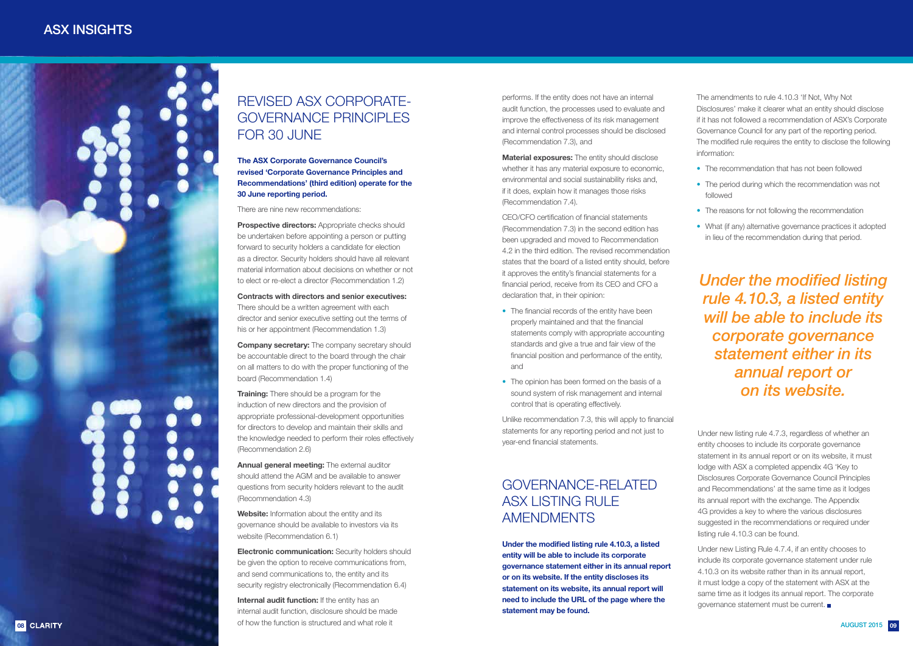# REVISED ASX CORPORATE-GOVERNANCE PRINCIPLES FOR 30 JUNE

**The ASX Corporate Governance Council's revised 'Corporate Governance Principles and Recommendations' (third edition) operate for the 30 June reporting period.**

There are nine new recommendations:

**Prospective directors:** Appropriate checks should be undertaken before appointing a person or putting forward to security holders a candidate for election as a director. Security holders should have all relevant material information about decisions on whether or not to elect or re-elect a director (Recommendation 1.2)

**Contracts with directors and senior executives:** There should be a written agreement with each director and senior executive setting out the terms of his or her appointment (Recommendation 1.3)

**Company secretary:** The company secretary should be accountable direct to the board through the chair on all matters to do with the proper functioning of the board (Recommendation 1.4)

**Training:** There should be a program for the induction of new directors and the provision of appropriate professional-development opportunities for directors to develop and maintain their skills and the knowledge needed to perform their roles effectively (Recommendation 2.6)

**Annual general meeting:** The external auditor should attend the AGM and be available to answer questions from security holders relevant to the audit (Recommendation 4.3)

**Website:** Information about the entity and its governance should be available to investors via its website (Recommendation 6.1)

**Electronic communication:** Security holders should be given the option to receive communications from, and send communications to, the entity and its security registry electronically (Recommendation 6.4)

**Internal audit function:** If the entity has an internal audit function, disclosure should be made of how the function is structured and what role it performs. If the entity does not have an internal audit function, the processes used to evaluate and improve the effectiveness of its risk management and internal control processes should be disclosed (Recommendation 7.3), and

**Material exposures:** The entity should disclose whether it has any material exposure to economic, environmental and social sustainability risks and, if it does, explain how it manages those risks (Recommendation 7.4).

CEO/CFO certification of financial statements (Recommendation 7.3) in the second edition has been upgraded and moved to Recommendation 4.2 in the third edition. The revised recommendation states that the board of a listed entity should, before it approves the entity's financial statements for a financial period, receive from its CEO and CFO a declaration that, in their opinion:

- The financial records of the entity have been properly maintained and that the financial statements comply with appropriate accounting standards and give a true and fair view of the financial position and performance of the entity, and
- The opinion has been formed on the basis of a sound system of risk management and internal control that is operating effectively.

Unlike recommendation 7.3, this will apply to financial statements for any reporting period and not just to year-end financial statements.

# GOVERNANCE-RELATED ASX LISTING RULE AMENDMENTS

**Under the modified listing rule 4.10.3, a listed entity will be able to include its corporate governance statement either in its annual report or on its website. If the entity discloses its statement on its website, its annual report will need to include the URL of the page where the statement may be found.**

The amendments to rule 4.10.3 'If Not, Why Not Disclosures' make it clearer what an entity should disclose if it has not followed a recommendation of ASX's Corporate Governance Council for any part of the reporting period. The modified rule requires the entity to disclose the following information:

- The recommendation that has not been followed
- The period during which the recommendation was not followed
- The reasons for not following the recommendation
- What (if any) alternative governance practices it adopted in lieu of the recommendation during that period.

*Under the modified listing rule 4.10.3, a listed entity will be able to include its corporate governance statement either in its annual report or on its website.*

Under new listing rule 4.7.3, regardless of whether an entity chooses to include its corporate governance statement in its annual report or on its website, it must lodge with ASX a completed appendix 4G 'Key to Disclosures Corporate Governance Council Principles and Recommendations' at the same time as it lodges its annual report with the exchange. The Appendix 4G provides a key to where the various disclosures suggested in the recommendations or required under listing rule 4.10.3 can be found.

Under new Listing Rule 4.7.4, if an entity chooses to include its corporate governance statement under rule 4.10.3 on its website rather than in its annual report, it must lodge a copy of the statement with ASX at the same time as it lodges its annual report. The corporate governance statement must be current. ■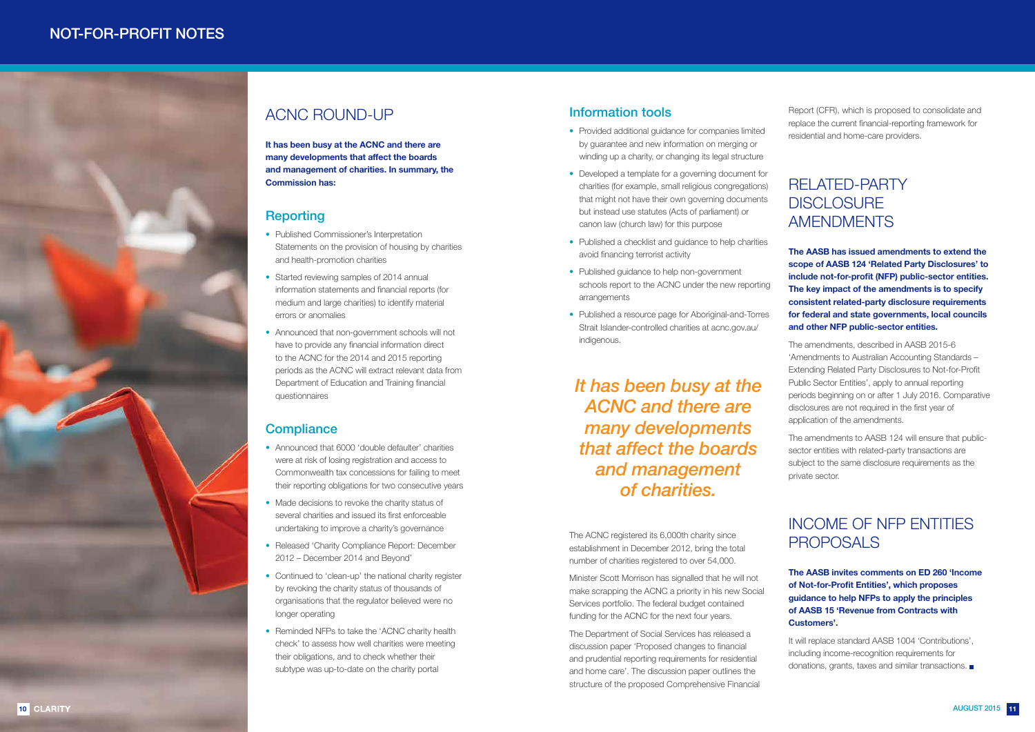# ACNC ROUND-UP

**It has been busy at the ACNC and there are many developments that affect the boards and management of charities. In summary, the Commission has:**

## Reporting

- Published Commissioner's Interpretation Statements on the provision of housing by charities and health-promotion charities
- Started reviewing samples of 2014 annual information statements and financial reports (for medium and large charities) to identify material errors or anomalies
- Announced that non-government schools will not have to provide any financial information direct to the ACNC for the 2014 and 2015 reporting periods as the ACNC will extract relevant data from Department of Education and Training financial questionnaires

## Compliance

- Announced that 6000 'double defaulter' charities were at risk of losing registration and access to Commonwealth tax concessions for failing to meet their reporting obligations for two consecutive years
- Made decisions to revoke the charity status of several charities and issued its first enforceable undertaking to improve a charity's governance
- Released 'Charity Compliance Report: December 2012 – December 2014 and Beyond'
- Continued to 'clean-up' the national charity register by revoking the charity status of thousands of organisations that the regulator believed were no longer operating
- Reminded NFPs to take the 'ACNC charity health check' to assess how well charities were meeting their obligations, and to check whether their subtype was up-to-date on the charity portal

## Information tools

- Provided additional guidance for companies limited by guarantee and new information on merging or winding up a charity, or changing its legal structure
- Developed a template for a governing document for charities (for example, small religious congregations) that might not have their own governing documents but instead use statutes (Acts of parliament) or canon law (church law) for this purpose
- Published a checklist and guidance to help charities avoid financing terrorist activity
- Published guidance to help non-government schools report to the ACNC under the new reporting arrangements
- Published a resource page for Aboriginal-and-Torres Strait Islander-controlled charities at acnc.gov.au/indigenous.

*It has been busy at the ACNC and there are many developments that affect the boards and management of charities.*

The ACNC registered its 6,000th charity since establishment in December 2012, bring the total number of charities registered to over 54,000.

Minister Scott Morrison has signalled that he will not make scrapping the ACNC a priority in his new Social Services portfolio. The federal budget contained funding for the ACNC for the next four years.

The Department of Social Services has released a discussion paper 'Proposed changes to financial and prudential reporting requirements for residential and home care'. The discussion paper outlines the structure of the proposed Comprehensive Financial Report (CFR), which is proposed to consolidate and replace the current financial-reporting framework for residential and home-care providers.

# RELATED-PARTY DISCLOSURE AMENDMENTS

**The AASB has issued amendments to extend the scope of AASB 124 'Related Party Disclosures' to include not-for-profit (NFP) public-sector entities. The key impact of the amendments is to specify consistent related-party disclosure requirements for federal and state governments, local councils and other NFP public-sector entities.**

The amendments, described in AASB 2015-6 'Amendments to Australian Accounting Standards – Extending Related Party Disclosures to Not-for-Profit Public Sector Entities', apply to annual reporting periods beginning on or after 1 July 2016. Comparative disclosures are not required in the first year of application of the amendments.

The amendments to AASB 124 will ensure that public-sector entities with related-party transactions are subject to the same disclosure requirements as the private sector.

# INCOME OF NFP ENTITIES PROPOSALS

**The AASB invites comments on ED 260 'Income of Not-for-Profit Entities', which proposes guidance to help NFPs to apply the principles of AASB 15 'Revenue from Contracts with Customers'.**

It will replace standard AASB 1004 'Contributions', including income-recognition requirements for donations, grants, taxes and similar transactions. ■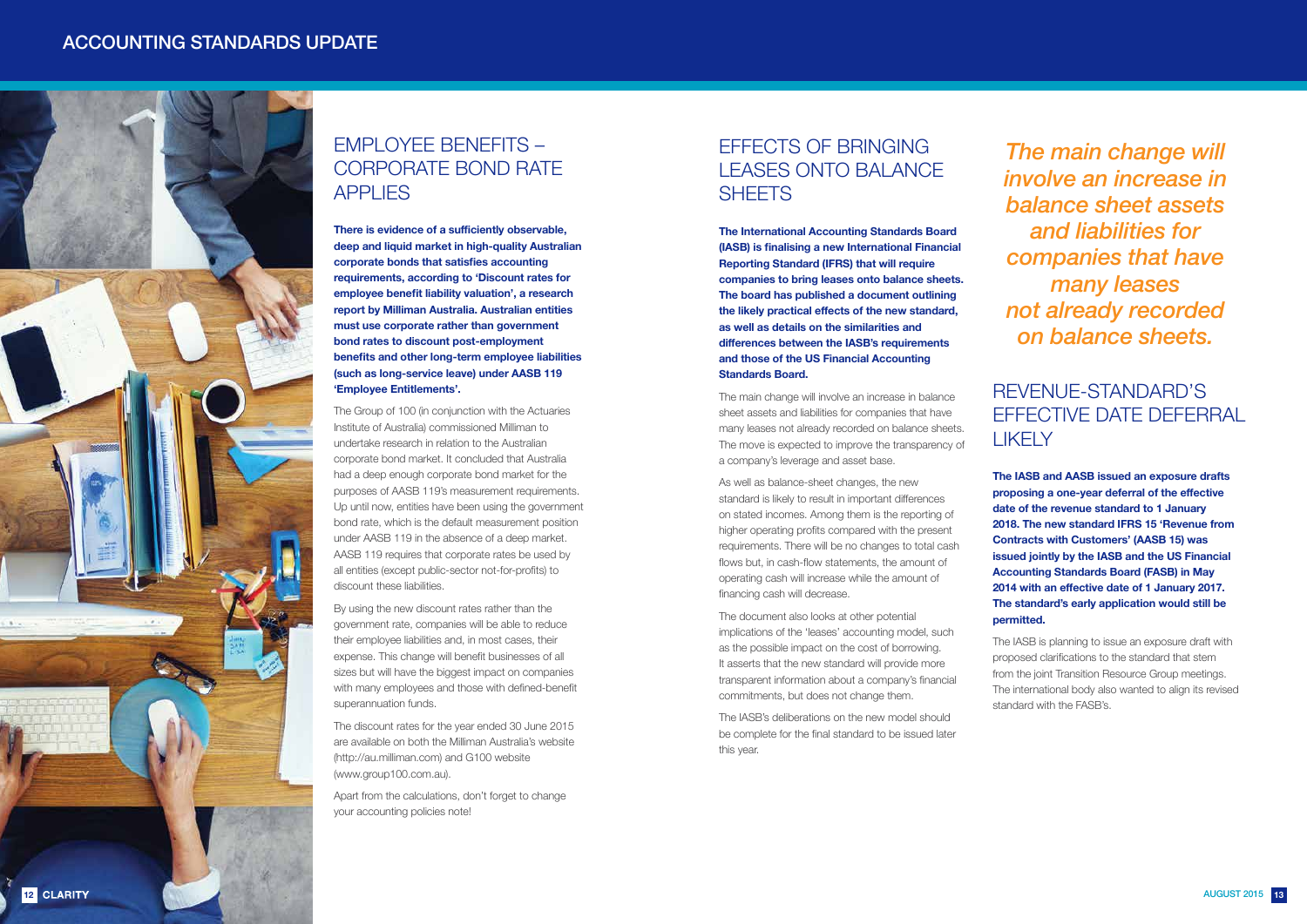# ACCOUNTING STANDARDS UPDATE

## EMPLOYEE BENEFITS – CORPORATE BOND RATE APPLIES

**There is evidence of a sufficiently observable, deep and liquid market in high-quality Australian corporate bonds that satisfies accounting requirements, according to 'Discount rates for employee benefit liability valuation', a research report by Milliman Australia. Australian entities must use corporate rather than government bond rates to discount post-employment benefits and other long-term employee liabilities (such as long-service leave) under AASB 119 'Employee Entitlements'.**

The Group of 100 (in conjunction with the Actuaries Institute of Australia) commissioned Milliman to undertake research in relation to the Australian corporate bond market. It concluded that Australia had a deep enough corporate bond market for the purposes of AASB 119's measurement requirements. Up until now, entities have been using the government bond rate, which is the default measurement position under AASB 119 in the absence of a deep market. AASB 119 requires that corporate rates be used by all entities (except public-sector not-for-profits) to discount these liabilities.

By using the new discount rates rather than the government rate, companies will be able to reduce their employee liabilities and, in most cases, their expense. This change will benefit businesses of all sizes but will have the biggest impact on companies with many employees and those with defined-benefit superannuation funds.

The discount rates for the year ended 30 June 2015 are available on both the Milliman Australia's website (http://au.milliman.com) and G100 website (www.group100.com.au).

Apart from the calculations, don't forget to change your accounting policies note!

## EFFECTS OF BRINGING LEASES ONTO BALANCE SHEETS

**The International Accounting Standards Board (IASB) is finalising a new International Financial Reporting Standard (IFRS) that will require companies to bring leases onto balance sheets. The board has published a document outlining the likely practical effects of the new standard, as well as details on the similarities and differences between the IASB's requirements and those of the US Financial Accounting Standards Board.**

The main change will involve an increase in balance sheet assets and liabilities for companies that have many leases not already recorded on balance sheets. The move is expected to improve the transparency of a company's leverage and asset base.

As well as balance-sheet changes, the new standard is likely to result in important differences on stated incomes. Among them is the reporting of higher operating profits compared with the present requirements. There will be no changes to total cash flows but, in cash-flow statements, the amount of operating cash will increase while the amount of financing cash will decrease.

The document also looks at other potential implications of the 'leases' accounting model, such as the possible impact on the cost of borrowing. It asserts that the new standard will provide more transparent information about a company's financial commitments, but does not change them.

The IASB's deliberations on the new model should be complete for the final standard to be issued later this year.

*The main change will involve an increase in balance sheet assets and liabilities for companies that have many leases not already recorded on balance sheets.*

## REVENUE-STANDARD'S EFFECTIVE DATE DEFERRAL LIKELY

**The IASB and AASB issued an exposure drafts proposing a one-year deferral of the effective date of the revenue standard to 1 January 2018. The new standard IFRS 15 'Revenue from Contracts with Customers' (AASB 15) was issued jointly by the IASB and the US Financial Accounting Standards Board (FASB) in May 2014 with an effective date of 1 January 2017. The standard's early application would still be permitted.**

The IASB is planning to issue an exposure draft with proposed clarifications to the standard that stem from the joint Transition Resource Group meetings. The international body also wanted to align its revised standard with the FASB's.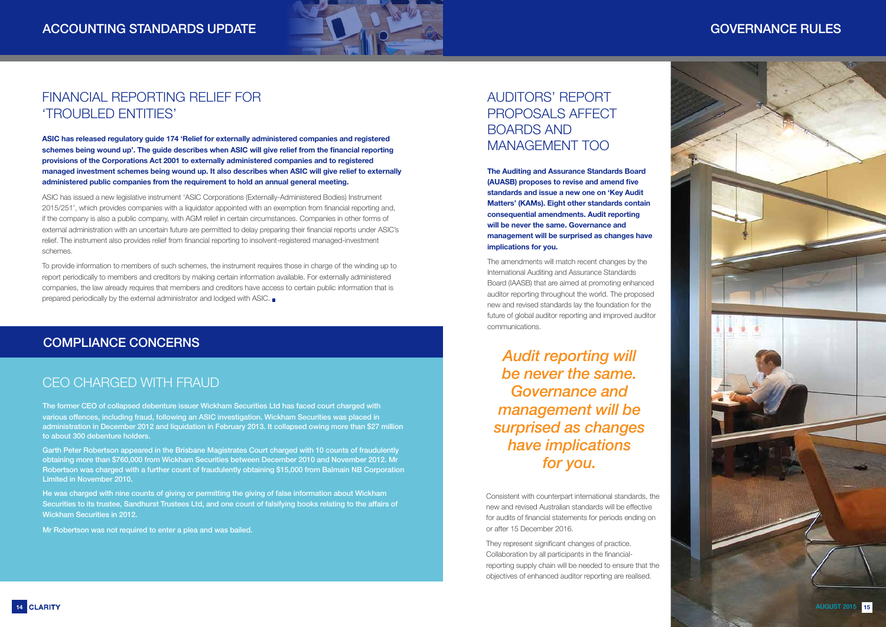## ACCOUNTING STANDARDS UPDATE

# FINANCIAL REPORTING RELIEF FOR 'TROUBLED ENTITIES'

**ASIC has released regulatory guide 174 'Relief for externally administered companies and registered schemes being wound up'. The guide describes when ASIC will give relief from the financial reporting provisions of the Corporations Act 2001 to externally administered companies and to registered managed investment schemes being wound up. It also describes when ASIC will give relief to externally administered public companies from the requirement to hold an annual general meeting.**

ASIC has issued a new legislative instrument 'ASIC Corporations (Externally-Administered Bodies) Instrument 2015/251', which provides companies with a liquidator appointed with an exemption from financial reporting and, if the company is also a public company, with AGM relief in certain circumstances. Companies in other forms of external administration with an uncertain future are permitted to delay preparing their financial reports under ASIC's relief. The instrument also provides relief from financial reporting to insolvent-registered managed-investment schemes.

To provide information to members of such schemes, the instrument requires those in charge of the winding up to report periodically to members and creditors by making certain information available. For externally administered companies, the law already requires that members and creditors have access to certain public information that is prepared periodically by the external administrator and lodged with ASIC.

## COMPLIANCE CONCERNS

# CEO CHARGED WITH FRAUD

The former CEO of collapsed debenture issuer Wickham Securities Ltd has faced court charged with various offences, including fraud, following an ASIC investigation. Wickham Securities was placed in administration in December 2012 and liquidation in February 2013. It collapsed owing more than $27 million to about 300 debenture holders.

Garth Peter Robertson appeared in the Brisbane Magistrates Court charged with 10 counts of fraudulently obtaining more than $760,000 from Wickham Securities between December 2010 and November 2012. Mr Robertson was charged with a further count of fraudulently obtaining $15,000 from Balmain NB Corporation Limited in November 2010.

He was charged with nine counts of giving or permitting the giving of false information about Wickham Securities to its trustee, Sandhurst Trustees Ltd, and one count of falsifying books relating to the affairs of Wickham Securities in 2012.

Mr Robertson was not required to enter a plea and was bailed.

## GOVERNANCE RULES

# AUDITORS' REPORT PROPOSALS AFFECT BOARDS AND MANAGEMENT TOO

**The Auditing and Assurance Standards Board (AUASB) proposes to revise and amend five standards and issue a new one on 'Key Audit Matters' (KAMs). Eight other standards contain consequential amendments. Audit reporting will be never the same. Governance and management will be surprised as changes have implications for you.**

The amendments will match recent changes by the International Auditing and Assurance Standards Board (IAASB) that are aimed at promoting enhanced auditor reporting throughout the world. The proposed new and revised standards lay the foundation for the future of global auditor reporting and improved auditor communications.

*Audit reporting will be never the same. Governance and management will be surprised as changes have implications for you.*

Consistent with counterpart international standards, the new and revised Australian standards will be effective for audits of financial statements for periods ending on or after 15 December 2016.

They represent significant changes of practice. Collaboration by all participants in the financial-reporting supply chain will be needed to ensure that the objectives of enhanced auditor reporting are realised.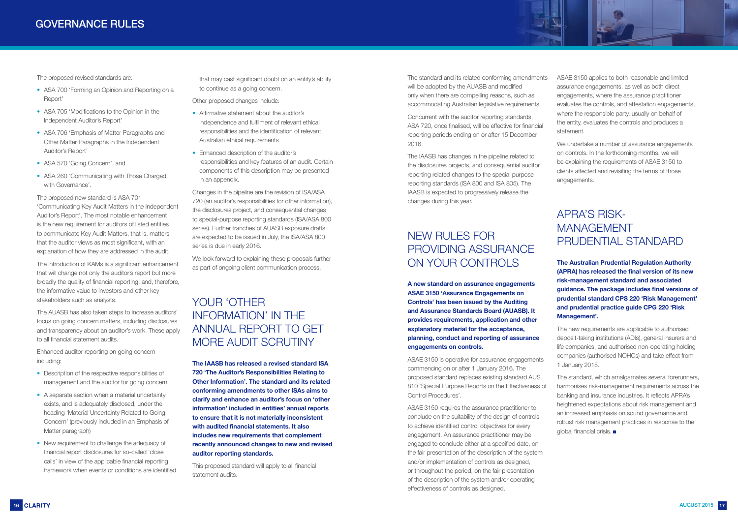The proposed revised standards are:

- ASA 700 'Forming an Opinion and Reporting on a Report'
- ASA 705 'Modifications to the Opinion in the Independent Auditor's Report'
- ASA 706 'Emphasis of Matter Paragraphs and Other Matter Paragraphs in the Independent Auditor's Report'
- ASA 570 'Going Concern', and
- ASA 260 'Communicating with Those Charged with Governance'.

The proposed new standard is ASA 701 'Communicating Key Audit Matters in the Independent Auditor's Report'. The most notable enhancement is the new requirement for auditors of listed entities to communicate Key Audit Matters, that is, matters that the auditor views as most significant, with an explanation of how they are addressed in the audit.

The introduction of KAMs is a significant enhancement that will change not only the auditor's report but more broadly the quality of financial reporting, and, therefore, the informative value to investors and other key stakeholders such as analysts.

The AUASB has also taken steps to increase auditors' focus on going concern matters, including disclosures and transparency about an auditor's work. These apply to all financial statement audits.

Enhanced auditor reporting on going concern including:

- Description of the respective responsibilities of management and the auditor for going concern
- A separate section when a material uncertainty exists, and is adequately disclosed, under the heading 'Material Uncertainty Related to Going Concern' (previously included in an Emphasis of Matter paragraph)
- New requirement to challenge the adequacy of financial report disclosures for so-called 'close calls' in view of the applicable financial reporting framework when events or conditions are identified that may cast significant doubt on an entity's ability to continue as a going concern.

Other proposed changes include:

- Affirmative statement about the auditor's independence and fulfilment of relevant ethical responsibilities and the identification of relevant Australian ethical requirements
- Enhanced description of the auditor's responsibilities and key features of an audit. Certain components of this description may be presented in an appendix.

Changes in the pipeline are the revision of ISA/ASA 720 (an auditor's responsibilities for other information), the disclosures project, and consequential changes to special-purpose reporting standards (ISA/ASA 800 series). Further tranches of AUASB exposure drafts are expected to be issued in July, the ISA/ASA 800 series is due in early 2016.

We look forward to explaining these proposals further as part of ongoing client communication process.

## YOUR 'OTHER INFORMATION' IN THE ANNUAL REPORT TO GET MORE AUDIT SCRUTINY

**The IAASB has released a revised standard ISA 720 'The Auditor's Responsibilities Relating to Other Information'. The standard and its related conforming amendments to other ISAs aims to clarify and enhance an auditor's focus on 'other information' included in entities' annual reports to ensure that it is not materially inconsistent with audited financial statements. It also includes new requirements that complement recently announced changes to new and revised auditor reporting standards.**

This proposed standard will apply to all financial statement audits.

The standard and its related conforming amendments will be adopted by the AUASB and modified only when there are compelling reasons, such as accommodating Australian legislative requirements.

Concurrent with the auditor reporting standards, ASA 720, once finalised, will be effective for financial reporting periods ending on or after 15 December 2016.

The IAASB has changes in the pipeline related to the disclosures projects, and consequential auditor reporting related changes to the special purpose reporting standards (ISA 800 and ISA 805). The IAASB is expected to progressively release the changes during this year.

## NEW RULES FOR PROVIDING ASSURANCE ON YOUR CONTROLS

**A new standard on assurance engagements ASAE 3150 'Assurance Engagements on Controls' has been issued by the Auditing and Assurance Standards Board (AUASB). It provides requirements, application and other explanatory material for the acceptance, planning, conduct and reporting of assurance engagements on controls.**

ASAE 3150 is operative for assurance engagements commencing on or after 1 January 2016. The proposed standard replaces existing standard AUS 810 'Special Purpose Reports on the Effectiveness of Control Procedures'.

ASAE 3150 requires the assurance practitioner to conclude on the suitability of the design of controls to achieve identified control objectives for every engagement. An assurance practitioner may be engaged to conclude either at a specified date, on the fair presentation of the description of the system and/or implementation of controls as designed, or throughout the period, on the fair presentation of the description of the system and/or operating effectiveness of controls as designed.

ASAE 3150 applies to both reasonable and limited assurance engagements, as well as both direct engagements, where the assurance practitioner evaluates the controls, and attestation engagements, where the responsible party, usually on behalf of the entity, evaluates the controls and produces a statement.

We undertake a number of assurance engagements on controls. In the forthcoming months, we will be explaining the requirements of ASAE 3150 to clients affected and revisiting the terms of those engagements.

## APRA'S RISK-MANAGEMENT PRUDENTIAL STANDARD

**The Australian Prudential Regulation Authority (APRA) has released the final version of its new risk-management standard and associated guidance. The package includes final versions of prudential standard CPS 220 'Risk Management' and prudential practice guide CPG 220 'Risk Management'.**

The new requirements are applicable to authorised deposit-taking institutions (ADIs), general insurers and life companies, and authorised non-operating holding companies (authorised NOHCs) and take effect from 1 January 2015.

The standard, which amalgamates several forerunners, harmonises risk-management requirements across the banking and insurance industries. It reflects APRA's heightened expectations about risk management and an increased emphasis on sound governance and robust risk management practices in response to the global financial crisis. ■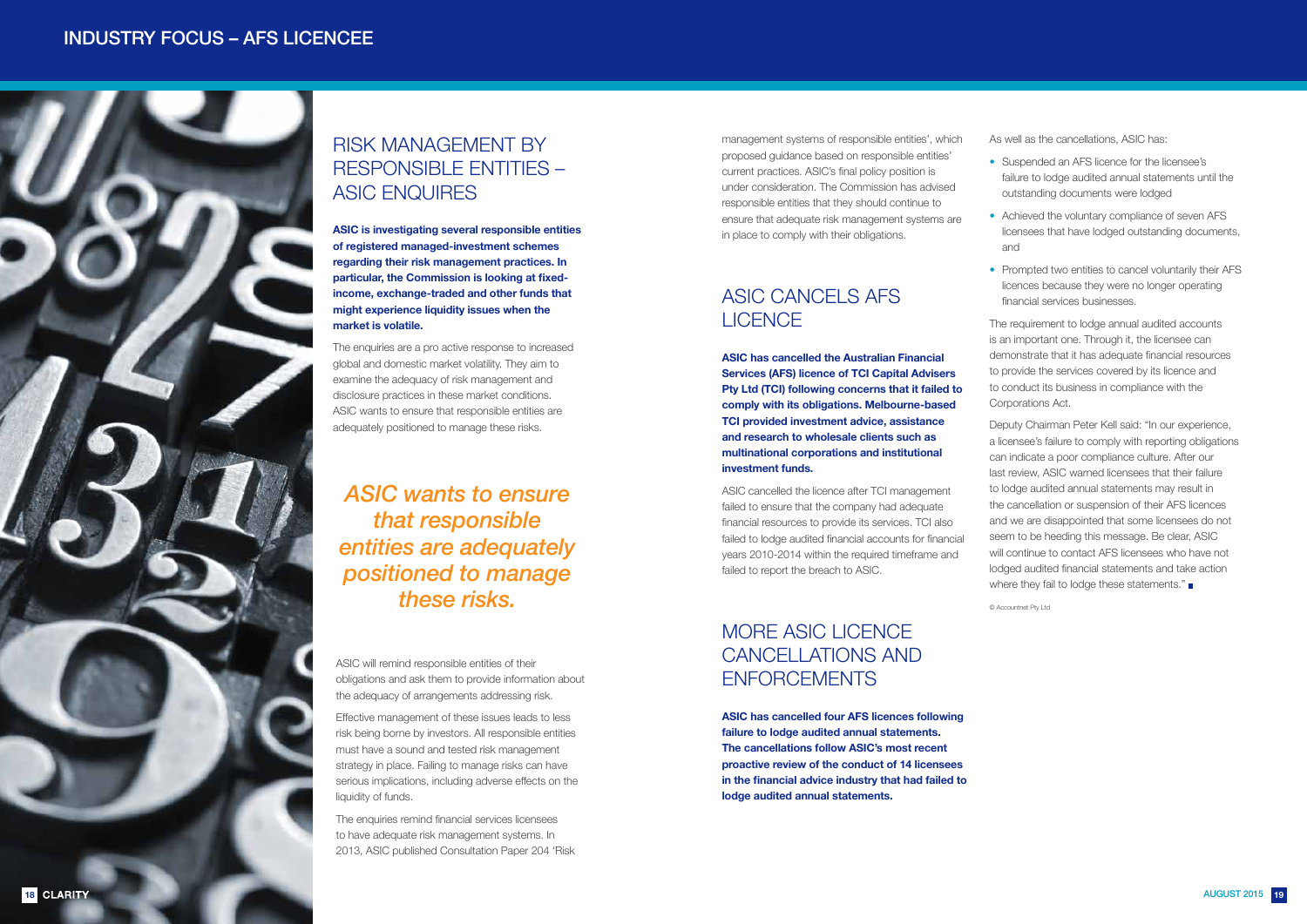# RISK MANAGEMENT BY RESPONSIBLE ENTITIES – ASIC ENQUIRES

**ASIC is investigating several responsible entities of registered managed-investment schemes regarding their risk management practices. In particular, the Commission is looking at fixed-income, exchange-traded and other funds that might experience liquidity issues when the market is volatile.**

The enquiries are a pro active response to increased global and domestic market volatility. They aim to examine the adequacy of risk management and disclosure practices in these market conditions. ASIC wants to ensure that responsible entities are adequately positioned to manage these risks.

*ASIC wants to ensure that responsible entities are adequately positioned to manage these risks.*

ASIC will remind responsible entities of their obligations and ask them to provide information about the adequacy of arrangements addressing risk.

Effective management of these issues leads to less risk being borne by investors. All responsible entities must have a sound and tested risk management strategy in place. Failing to manage risks can have serious implications, including adverse effects on the liquidity of funds.

The enquiries remind financial services licensees to have adequate risk management systems. In 2013, ASIC published Consultation Paper 204 'Risk management systems of responsible entities', which proposed guidance based on responsible entities' current practices. ASIC's final policy position is under consideration. The Commission has advised responsible entities that they should continue to ensure that adequate risk management systems are in place to comply with their obligations.

# ASIC CANCELS AFS LICENCE

**ASIC has cancelled the Australian Financial Services (AFS) licence of TCI Capital Advisers Pty Ltd (TCI) following concerns that it failed to comply with its obligations. Melbourne-based TCI provided investment advice, assistance and research to wholesale clients such as multinational corporations and institutional investment funds.**

ASIC cancelled the licence after TCI management failed to ensure that the company had adequate financial resources to provide its services. TCI also failed to lodge audited financial accounts for financial years 2010-2014 within the required timeframe and failed to report the breach to ASIC.

# MORE ASIC LICENCE CANCELLATIONS AND ENFORCEMENTS

**ASIC has cancelled four AFS licences following failure to lodge audited annual statements. The cancellations follow ASIC's most recent proactive review of the conduct of 14 licensees in the financial advice industry that had failed to lodge audited annual statements.**

As well as the cancellations, ASIC has:

- Suspended an AFS licence for the licensee's failure to lodge audited annual statements until the outstanding documents were lodged
- Achieved the voluntary compliance of seven AFS licensees that have lodged outstanding documents, and
- Prompted two entities to cancel voluntarily their AFS licences because they were no longer operating financial services businesses.

The requirement to lodge annual audited accounts is an important one. Through it, the licensee can demonstrate that it has adequate financial resources to provide the services covered by its licence and to conduct its business in compliance with the Corporations Act.

Deputy Chairman Peter Kell said: "In our experience, a licensee's failure to comply with reporting obligations can indicate a poor compliance culture. After our last review, ASIC warned licensees that their failure to lodge audited annual statements may result in the cancellation or suspension of their AFS licences and we are disappointed that some licensees do not seem to be heeding this message. Be clear, ASIC will continue to contact AFS licensees who have not lodged audited financial statements and take action where they fail to lodge these statements."

© Accountnet Pty Ltd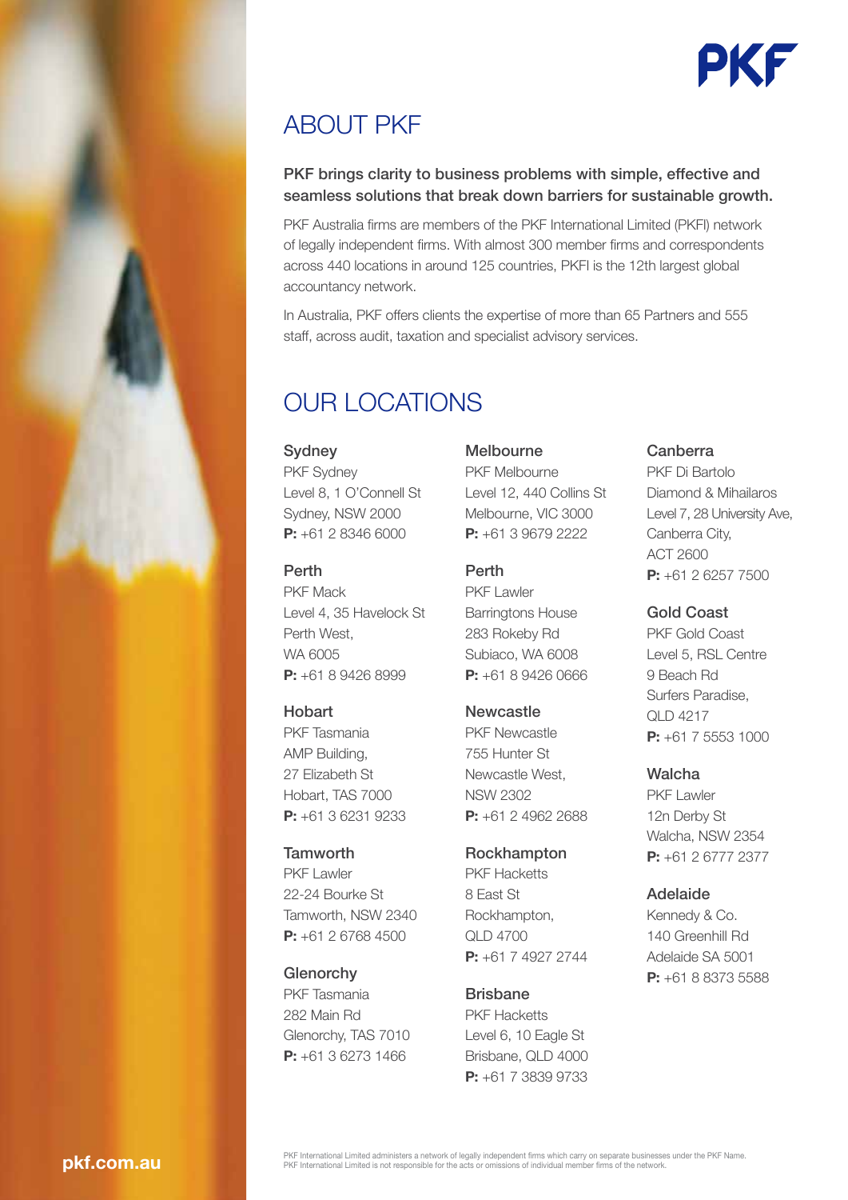PKF

# ABOUT PKF

**PKF brings clarity to business problems with simple, effective and seamless solutions that break down barriers for sustainable growth.**

PKF Australia firms are members of the PKF International Limited (PKFI) network of legally independent firms. With almost 300 member firms and correspondents across 440 locations in around 125 countries, PKFI is the 12th largest global accountancy network.

In Australia, PKF offers clients the expertise of more than 65 Partners and 555 staff, across audit, taxation and specialist advisory services.

# OUR LOCATIONS

**Sydney**
PKF Sydney
Level 8, 1 O'Connell St
Sydney, NSW 2000
**P:** +61 2 8346 6000

**Perth**
PKF Mack
Level 4, 35 Havelock St
Perth West,
WA 6005
**P:** +61 8 9426 8999

**Hobart**
PKF Tasmania
AMP Building,
27 Elizabeth St
Hobart, TAS 7000
**P:** +61 3 6231 9233

**Tamworth**
PKF Lawler
22-24 Bourke St
Tamworth, NSW 2340
**P:** +61 2 6768 4500

**Glenorchy**
PKF Tasmania
282 Main Rd
Glenorchy, TAS 7010
**P:** +61 3 6273 1466

**Melbourne**
PKF Melbourne
Level 12, 440 Collins St
Melbourne, VIC 3000
**P:** +61 3 9679 2222

**Perth**
PKF Lawler
Barringtons House
283 Rokeby Rd
Subiaco, WA 6008
**P:** +61 8 9426 0666

**Newcastle**
PKF Newcastle
755 Hunter St
Newcastle West,
NSW 2302
**P:** +61 2 4962 2688

**Rockhampton**
PKF Hacketts
8 East St
Rockhampton,
QLD 4700
**P:** +61 7 4927 2744

**Brisbane**
PKF Hacketts
Level 6, 10 Eagle St
Brisbane, QLD 4000
**P:** +61 7 3839 9733

**Canberra**
PKF Di Bartolo
Diamond & Mihailaros
Level 7, 28 University Ave,
Canberra City,
ACT 2600
**P:** +61 2 6257 7500

**Gold Coast**
PKF Gold Coast
Level 5, RSL Centre
9 Beach Rd
Surfers Paradise,
QLD 4217
**P:** +61 7 5553 1000

**Walcha**
PKF Lawler
12n Derby St
Walcha, NSW 2354
**P:** +61 2 6777 2377

**Adelaide**
Kennedy & Co.
140 Greenhill Rd
Adelaide SA 5001
**P:** +61 8 8373 5588

**pkf.com.au**

PKF International Limited administers a network of legally independent firms which carry on separate businesses under the PKF Name. PKF International Limited is not responsible for the acts or omissions of individual member firms of the network.